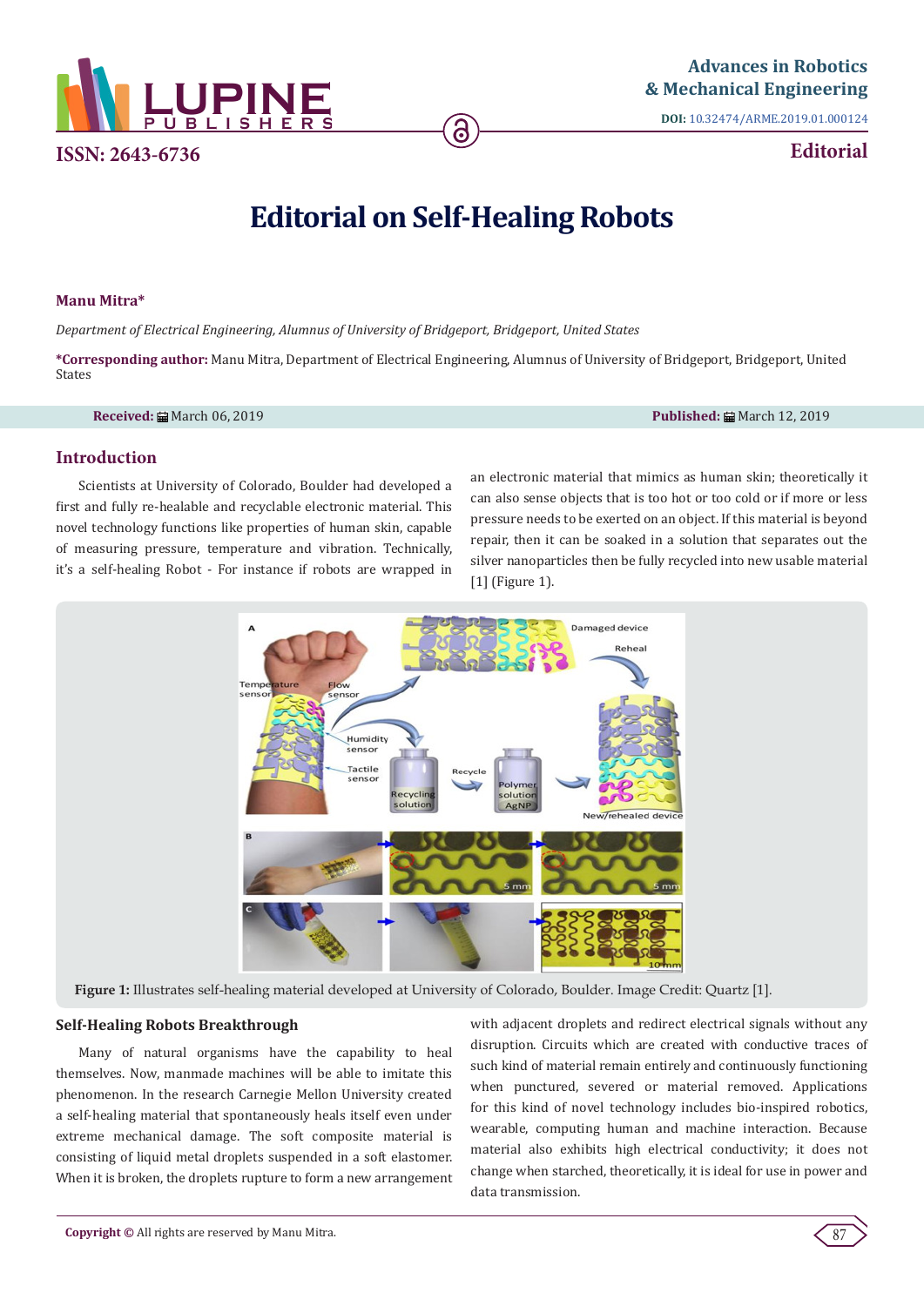# Editorial on Self-Healing Robots

**Manu Mitra***

*Department of Electrical Engineering, Alumnus of University of Bridgeport, Bridgeport, United States*

***Corresponding author:** Manu Mitra, Department of Electrical Engineering, Alumnus of University of Bridgeport, Bridgeport, United States

**Received:** March 06, 2019 **Published:** March 12, 2019

## Introduction

Scientists at University of Colorado, Boulder had developed a first and fully re-healable and recyclable electronic material. This novel technology functions like properties of human skin, capable of measuring pressure, temperature and vibration. Technically, it's a self-healing Robot - For instance if robots are wrapped in an electronic material that mimics as human skin; theoretically it can also sense objects that is too hot or too cold or if more or less pressure needs to be exerted on an object. If this material is beyond repair, then it can be soaked in a solution that separates out the silver nanoparticles then be fully recycled into new usable material [1] (Figure 1).

**Figure 1:** Illustrates self-healing material developed at University of Colorado, Boulder. Image Credit: Quartz [1].

### Self-Healing Robots Breakthrough

Many of natural organisms have the capability to heal themselves. Now, manmade machines will be able to imitate this phenomenon. In the research Carnegie Mellon University created a self-healing material that spontaneously heals itself even under extreme mechanical damage. The soft composite material is consisting of liquid metal droplets suspended in a soft elastomer. When it is broken, the droplets rupture to form a new arrangement with adjacent droplets and redirect electrical signals without any disruption. Circuits which are created with conductive traces of such kind of material remain entirely and continuously functioning when punctured, severed or material removed. Applications for this kind of novel technology includes bio-inspired robotics, wearable, computing human and machine interaction. Because material also exhibits high electrical conductivity; it does not change when starched, theoretically, it is ideal for use in power and data transmission.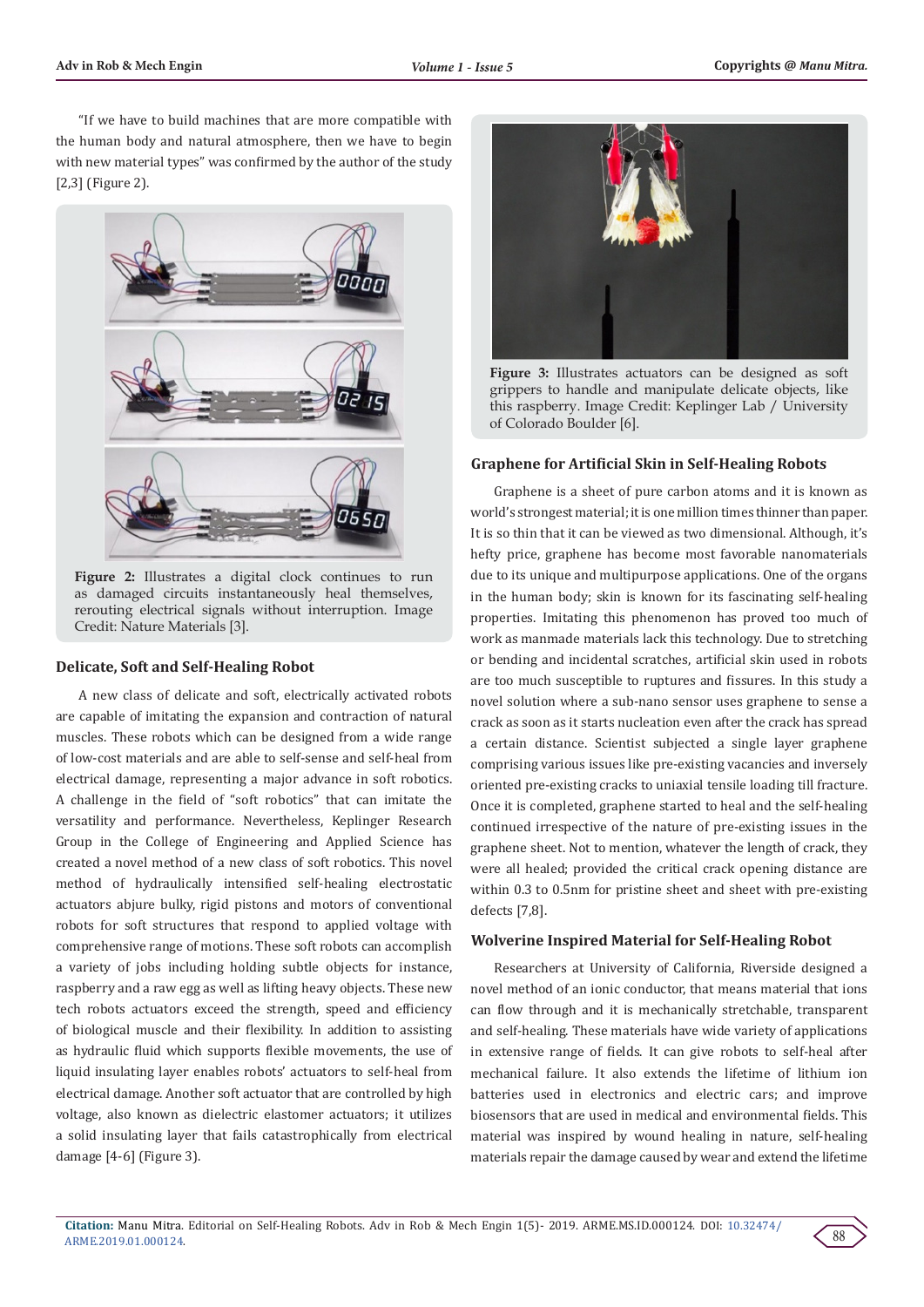"If we have to build machines that are more compatible with the human body and natural atmosphere, then we have to begin with new material types" was confirmed by the author of the study [2,3] (Figure 2).

**Figure 2:** Illustrates a digital clock continues to run as damaged circuits instantaneously heal themselves, rerouting electrical signals without interruption. Image Credit: Nature Materials [3].

### Delicate, Soft and Self-Healing Robot

A new class of delicate and soft, electrically activated robots are capable of imitating the expansion and contraction of natural muscles. These robots which can be designed from a wide range of low-cost materials and are able to self-sense and self-heal from electrical damage, representing a major advance in soft robotics. A challenge in the field of "soft robotics" that can imitate the versatility and performance. Nevertheless, Keplinger Research Group in the College of Engineering and Applied Science has created a novel method of a new class of soft robotics. This novel method of hydraulically intensified self-healing electrostatic actuators abjure bulky, rigid pistons and motors of conventional robots for soft structures that respond to applied voltage with comprehensive range of motions. These soft robots can accomplish a variety of jobs including holding subtle objects for instance, raspberry and a raw egg as well as lifting heavy objects. These new tech robots actuators exceed the strength, speed and efficiency of biological muscle and their flexibility. In addition to assisting as hydraulic fluid which supports flexible movements, the use of liquid insulating layer enables robots' actuators to self-heal from electrical damage. Another soft actuator that are controlled by high voltage, also known as dielectric elastomer actuators; it utilizes a solid insulating layer that fails catastrophically from electrical damage [4-6] (Figure 3).

**Figure 3:** Illustrates actuators can be designed as soft grippers to handle and manipulate delicate objects, like this raspberry. Image Credit: Keplinger Lab / University of Colorado Boulder [6].

### Graphene for Artificial Skin in Self-Healing Robots

Graphene is a sheet of pure carbon atoms and it is known as world's strongest material; it is one million times thinner than paper. It is so thin that it can be viewed as two dimensional. Although, it's hefty price, graphene has become most favorable nanomaterials due to its unique and multipurpose applications. One of the organs in the human body; skin is known for its fascinating self-healing properties. Imitating this phenomenon has proved too much of work as manmade materials lack this technology. Due to stretching or bending and incidental scratches, artificial skin used in robots are too much susceptible to ruptures and fissures. In this study a novel solution where a sub-nano sensor uses graphene to sense a crack as soon as it starts nucleation even after the crack has spread a certain distance. Scientist subjected a single layer graphene comprising various issues like pre-existing vacancies and inversely oriented pre-existing cracks to uniaxial tensile loading till fracture. Once it is completed, graphene started to heal and the self-healing continued irrespective of the nature of pre-existing issues in the graphene sheet. Not to mention, whatever the length of crack, they were all healed; provided the critical crack opening distance are within 0.3 to 0.5nm for pristine sheet and sheet with pre-existing defects [7,8].

### Wolverine Inspired Material for Self-Healing Robot

Researchers at University of California, Riverside designed a novel method of an ionic conductor, that means material that ions can flow through and it is mechanically stretchable, transparent and self-healing. These materials have wide variety of applications in extensive range of fields. It can give robots to self-heal after mechanical failure. It also extends the lifetime of lithium ion batteries used in electronics and electric cars; and improve biosensors that are used in medical and environmental fields. This material was inspired by wound healing in nature, self-healing materials repair the damage caused by wear and extend the lifetime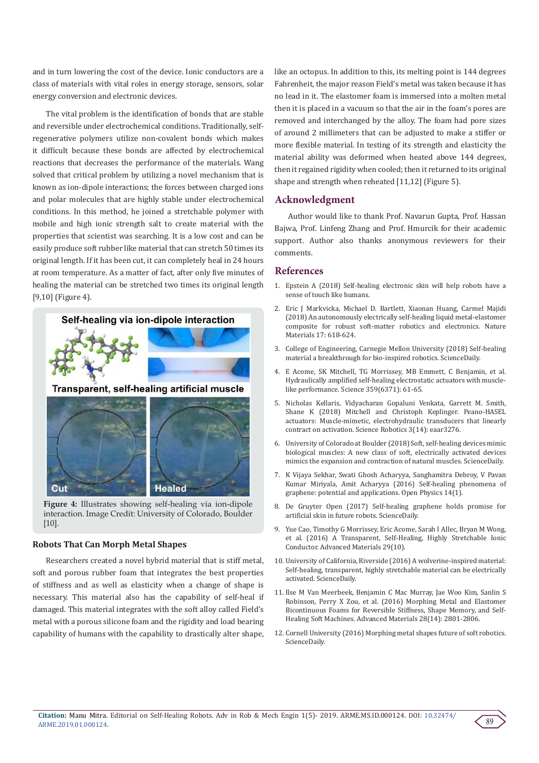and in turn lowering the cost of the device. Ionic conductors are a class of materials with vital roles in energy storage, sensors, solar energy conversion and electronic devices.

The vital problem is the identification of bonds that are stable and reversible under electrochemical conditions. Traditionally, self-regenerative polymers utilize non-covalent bonds which makes it difficult because these bonds are affected by electrochemical reactions that decreases the performance of the materials. Wang solved that critical problem by utilizing a novel mechanism that is known as ion-dipole interactions; the forces between charged ions and polar molecules that are highly stable under electrochemical conditions. In this method, he joined a stretchable polymer with mobile and high ionic strength salt to create material with the properties that scientist was searching. It is a low cost and can be easily produce soft rubber like material that can stretch 50 times its original length. If it has been cut, it can completely heal in 24 hours at room temperature. As a matter of fact, after only five minutes of healing the material can be stretched two times its original length [9,10] (Figure 4).

**Figure 4:** Illustrates showing self-healing via ion-dipole interaction. Image Credit: University of Colorado, Boulder [10].

### Robots That Can Morph Metal Shapes

Researchers created a novel hybrid material that is stiff metal, soft and porous rubber foam that integrates the best properties of stiffness and as well as elasticity when a change of shape is necessary. This material also has the capability of self-heal if damaged. This material integrates with the soft alloy called Field's metal with a porous silicone foam and the rigidity and load bearing capability of humans with the capability to drastically alter shape, like an octopus. In addition to this, its melting point is 144 degrees Fahrenheit, the major reason Field's metal was taken because it has no lead in it. The elastomer foam is immersed into a molten metal then it is placed in a vacuum so that the air in the foam's pores are removed and interchanged by the alloy. The foam had pore sizes of around 2 millimeters that can be adjusted to make a stiffer or more flexible material. In testing of its strength and elasticity the material ability was deformed when heated above 144 degrees, then it regained rigidity when cooled; then it returned to its original shape and strength when reheated [11,12] (Figure 5).

## Acknowledgment

Author would like to thank Prof. Navarun Gupta, Prof. Hassan Bajwa, Prof. Linfeng Zhang and Prof. Hmurcik for their academic support. Author also thanks anonymous reviewers for their comments.

## References

1. Epstein A (2018) Self-healing electronic skin will help robots have a sense of touch like humans.
2. Eric J Markvicka, Michael D. Bartlett, Xiaonan Huang, Carmel Majidi (2018) An autonomously electrically self-healing liquid metal-elastomer composite for robust soft-matter robotics and electronics. Nature Materials 17: 618-624.
3. College of Engineering, Carnegie Mellon University (2018) Self-healing material a breakthrough for bio-inspired robotics. ScienceDaily.
4. E Acome, SK Mitchell, TG Morrissey, MB Emmett, C Benjamin, et al. Hydraulically amplified self-healing electrostatic actuators with muscle-like performance. Science 359(6371): 61-65.
5. Nicholas Kellaris, Vidyacharan Gopaluni Venkata, Garrett M. Smith, Shane K (2018) Mitchell and Christoph Keplinger. Peano-HASEL actuators: Muscle-mimetic, electrohydraulic transducers that linearly contract on activation. Science Robotics 3(14): eaar3276.
6. University of Colorado at Boulder (2018) Soft, self-healing devices mimic biological muscles: A new class of soft, electrically activated devices mimics the expansion and contraction of natural muscles. ScienceDaily.
7. K Vijaya Sekhar, Swati Ghosh Acharyya, Sanghamitra Debroy, V Pavan Kumar Miriyala, Amit Acharyya (2016) Self-healing phenomena of graphene: potential and applications. Open Physics 14(1).
8. De Gruyter Open (2017) Self-healing graphene holds promise for artificial skin in future robots. ScienceDaily.
9. Yue Cao, Timothy G Morrissey, Eric Acome, Sarah I Allec, Bryan M Wong, et al. (2016) A Transparent, Self-Healing, Highly Stretchable Ionic Conductor. Advanced Materials 29(10).
10. University of California, Riverside (2016) A wolverine-inspired material: Self-healing, transparent, highly stretchable material can be electrically activated. ScienceDaily.
11. Ilse M Van Meerbeek, Benjamin C Mac Murray, Jae Woo Kim, Sanlin S Robinson, Perry X Zou, et al. (2016) Morphing Metal and Elastomer Bicontinuous Foams for Reversible Stiffness, Shape Memory, and Self-Healing Soft Machines. Advanced Materials 28(14): 2801-2806.
12. Cornell University (2016) Morphing metal shapes future of soft robotics. ScienceDaily.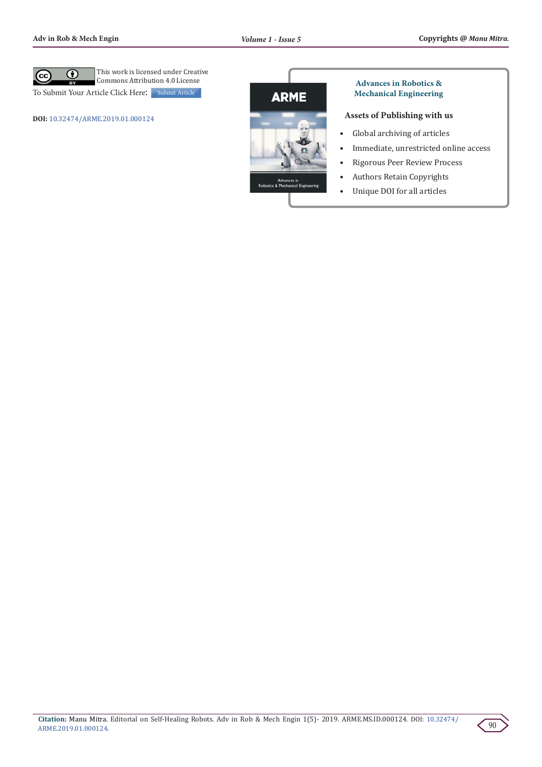This work is licensed under Creative Commons Attribution 4.0 License

To Submit Your Article Click Here: Submit Article

**DOI:** 10.32474/ARME.2019.01.000124

**Advances in Robotics & Mechanical Engineering**

**Assets of Publishing with us**

- Global archiving of articles
- Immediate, unrestricted online access
- Rigorous Peer Review Process
- Authors Retain Copyrights
- Unique DOI for all articles

**Citation:** Manu Mitra. Editorial on Self-Healing Robots. Adv in Rob & Mech Engin 1(5)- 2019. ARME.MS.ID.000124. DOI: 10.32474/ARME.2019.01.000124.